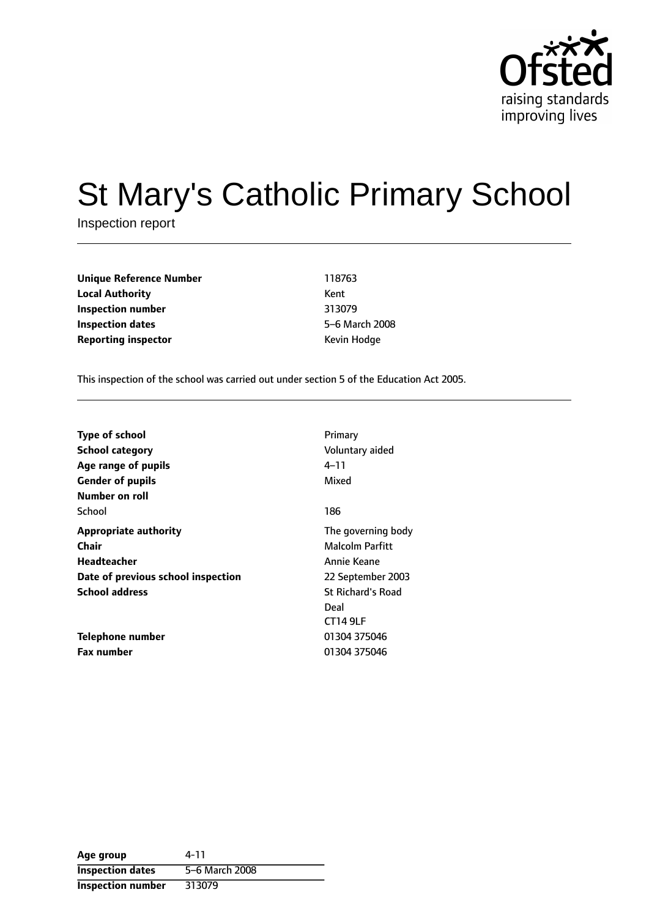# St Mary's Catholic Primary School

Inspection report

| | |
|---|---|
| **Unique Reference Number** | 118763 |
| **Local Authority** | Kent |
| **Inspection number** | 313079 |
| **Inspection dates** | 5–6 March 2008 |
| **Reporting inspector** | Kevin Hodge |

This inspection of the school was carried out under section 5 of the Education Act 2005.

| | |
|---|---|
| **Type of school** | Primary |
| **School category** | Voluntary aided |
| **Age range of pupils** | 4–11 |
| **Gender of pupils** | Mixed |
| **Number on roll** | |
| School | 186 |
| **Appropriate authority** | The governing body |
| **Chair** | Malcolm Parfitt |
| **Headteacher** | Annie Keane |
| **Date of previous school inspection** | 22 September 2003 |
| **School address** | St Richard's Road<br>Deal<br>CT14 9LF |
| **Telephone number** | 01304 375046 |
| **Fax number** | 01304 375046 |

| | |
|---|---|
| **Age group** | 4-11 |
| **Inspection dates** | 5–6 March 2008 |
| **Inspection number** | 313079 |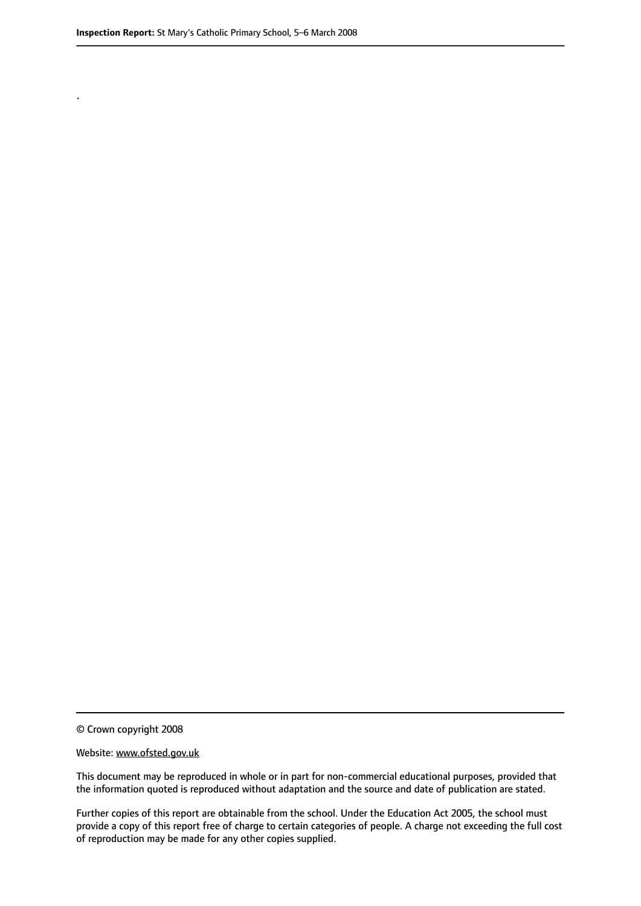.

© Crown copyright 2008

Website: www.ofsted.gov.uk

This document may be reproduced in whole or in part for non-commercial educational purposes, provided that the information quoted is reproduced without adaptation and the source and date of publication are stated.

Further copies of this report are obtainable from the school. Under the Education Act 2005, the school must provide a copy of this report free of charge to certain categories of people. A charge not exceeding the full cost of reproduction may be made for any other copies supplied.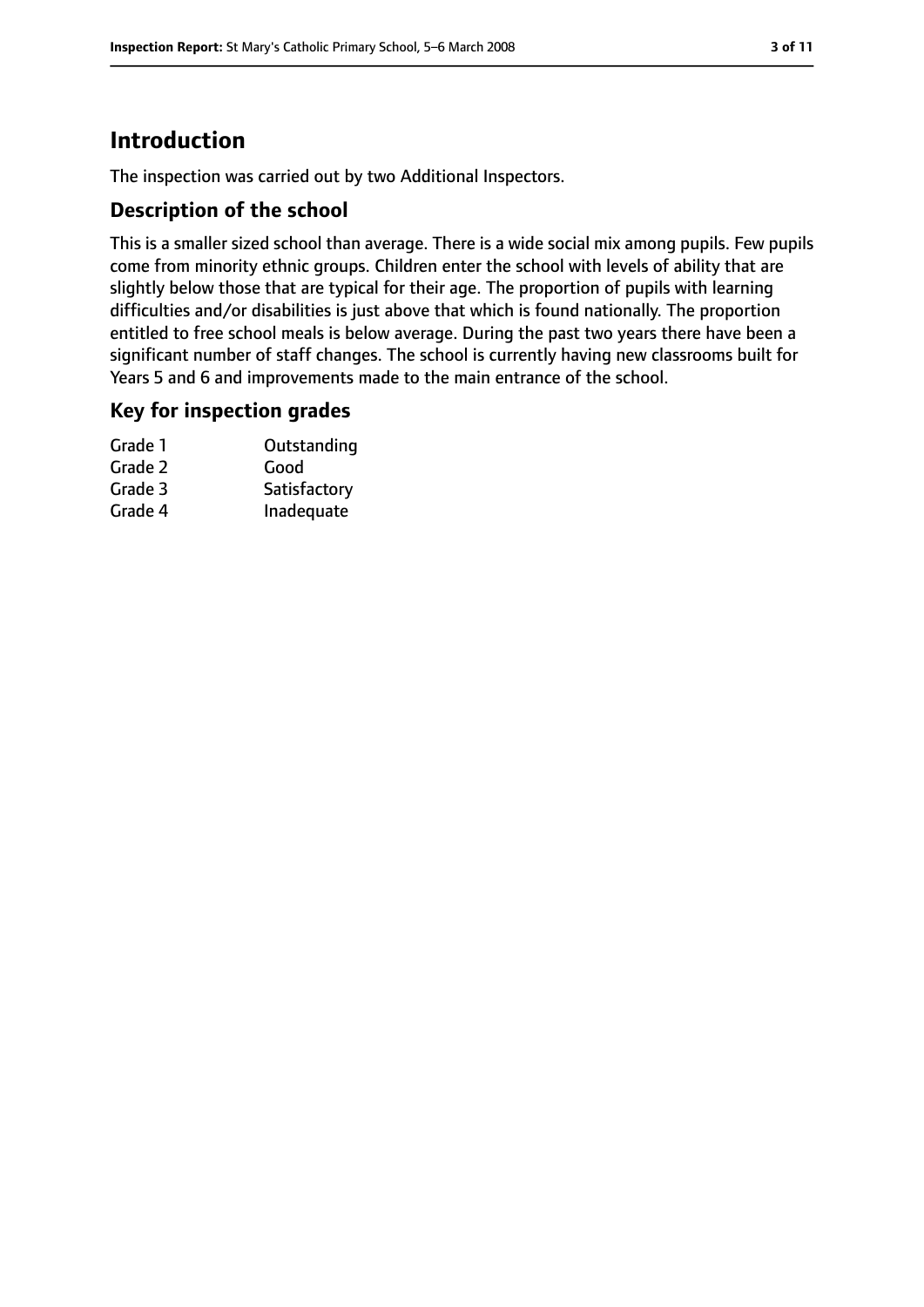# Introduction

The inspection was carried out by two Additional Inspectors.

## Description of the school

This is a smaller sized school than average. There is a wide social mix among pupils. Few pupils come from minority ethnic groups. Children enter the school with levels of ability that are slightly below those that are typical for their age. The proportion of pupils with learning difficulties and/or disabilities is just above that which is found nationally. The proportion entitled to free school meals is below average. During the past two years there have been a significant number of staff changes. The school is currently having new classrooms built for Years 5 and 6 and improvements made to the main entrance of the school.

## Key for inspection grades

| | |
|---|---|
| Grade 1 | Outstanding |
| Grade 2 | Good |
| Grade 3 | Satisfactory |
| Grade 4 | Inadequate |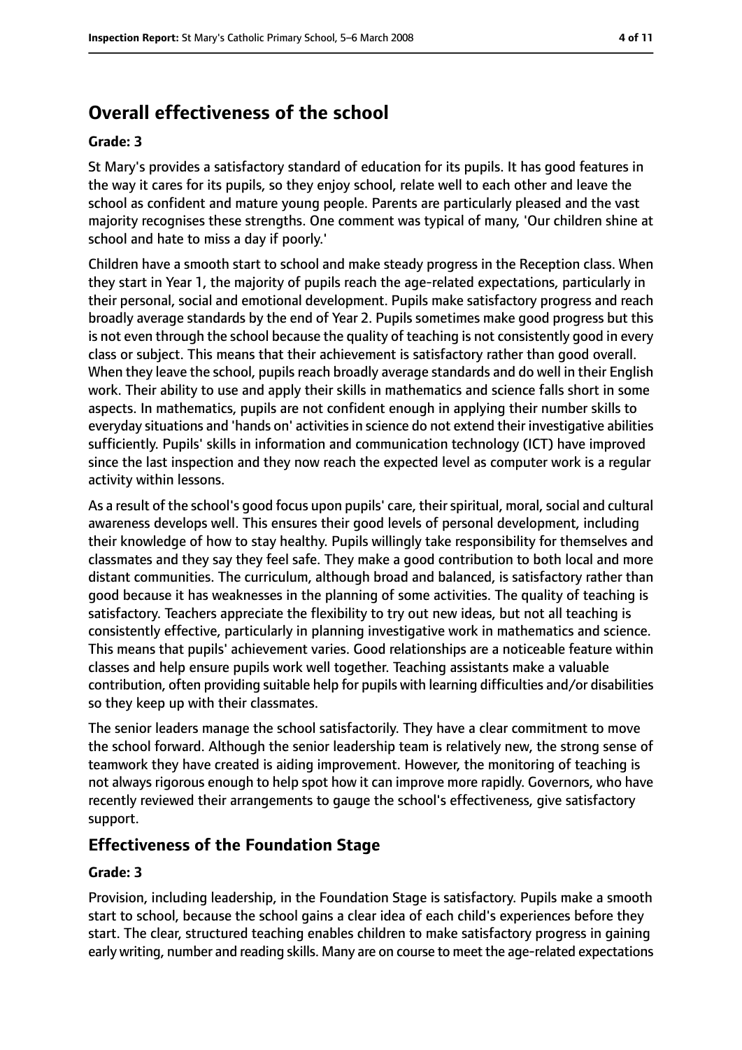## Overall effectiveness of the school

**Grade: 3**

St Mary's provides a satisfactory standard of education for its pupils. It has good features in the way it cares for its pupils, so they enjoy school, relate well to each other and leave the school as confident and mature young people. Parents are particularly pleased and the vast majority recognises these strengths. One comment was typical of many, 'Our children shine at school and hate to miss a day if poorly.'

Children have a smooth start to school and make steady progress in the Reception class. When they start in Year 1, the majority of pupils reach the age-related expectations, particularly in their personal, social and emotional development. Pupils make satisfactory progress and reach broadly average standards by the end of Year 2. Pupils sometimes make good progress but this is not even through the school because the quality of teaching is not consistently good in every class or subject. This means that their achievement is satisfactory rather than good overall. When they leave the school, pupils reach broadly average standards and do well in their English work. Their ability to use and apply their skills in mathematics and science falls short in some aspects. In mathematics, pupils are not confident enough in applying their number skills to everyday situations and 'hands on' activities in science do not extend their investigative abilities sufficiently. Pupils' skills in information and communication technology (ICT) have improved since the last inspection and they now reach the expected level as computer work is a regular activity within lessons.

As a result of the school's good focus upon pupils' care, their spiritual, moral, social and cultural awareness develops well. This ensures their good levels of personal development, including their knowledge of how to stay healthy. Pupils willingly take responsibility for themselves and classmates and they say they feel safe. They make a good contribution to both local and more distant communities. The curriculum, although broad and balanced, is satisfactory rather than good because it has weaknesses in the planning of some activities. The quality of teaching is satisfactory. Teachers appreciate the flexibility to try out new ideas, but not all teaching is consistently effective, particularly in planning investigative work in mathematics and science. This means that pupils' achievement varies. Good relationships are a noticeable feature within classes and help ensure pupils work well together. Teaching assistants make a valuable contribution, often providing suitable help for pupils with learning difficulties and/or disabilities so they keep up with their classmates.

The senior leaders manage the school satisfactorily. They have a clear commitment to move the school forward. Although the senior leadership team is relatively new, the strong sense of teamwork they have created is aiding improvement. However, the monitoring of teaching is not always rigorous enough to help spot how it can improve more rapidly. Governors, who have recently reviewed their arrangements to gauge the school's effectiveness, give satisfactory support.

### Effectiveness of the Foundation Stage

**Grade: 3**

Provision, including leadership, in the Foundation Stage is satisfactory. Pupils make a smooth start to school, because the school gains a clear idea of each child's experiences before they start. The clear, structured teaching enables children to make satisfactory progress in gaining early writing, number and reading skills. Many are on course to meet the age-related expectations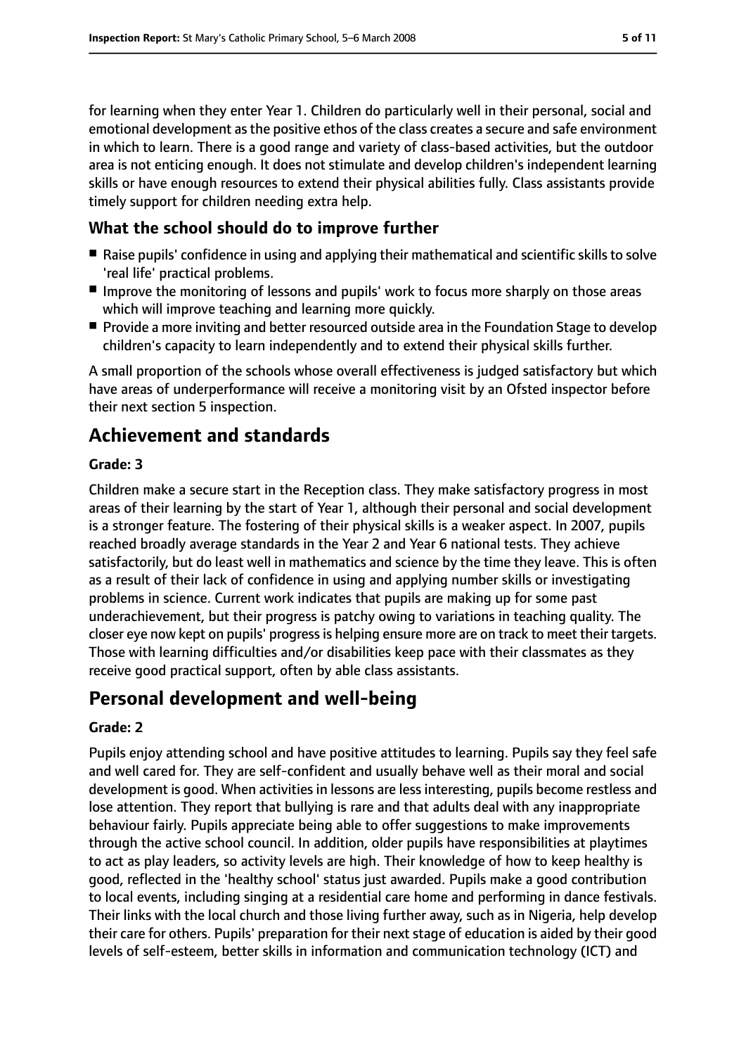for learning when they enter Year 1. Children do particularly well in their personal, social and emotional development as the positive ethos of the class creates a secure and safe environment in which to learn. There is a good range and variety of class-based activities, but the outdoor area is not enticing enough. It does not stimulate and develop children's independent learning skills or have enough resources to extend their physical abilities fully. Class assistants provide timely support for children needing extra help.

### What the school should do to improve further

- Raise pupils' confidence in using and applying their mathematical and scientific skills to solve 'real life' practical problems.
- Improve the monitoring of lessons and pupils' work to focus more sharply on those areas which will improve teaching and learning more quickly.
- Provide a more inviting and better resourced outside area in the Foundation Stage to develop children's capacity to learn independently and to extend their physical skills further.

A small proportion of the schools whose overall effectiveness is judged satisfactory but which have areas of underperformance will receive a monitoring visit by an Ofsted inspector before their next section 5 inspection.

## Achievement and standards

**Grade: 3**

Children make a secure start in the Reception class. They make satisfactory progress in most areas of their learning by the start of Year 1, although their personal and social development is a stronger feature. The fostering of their physical skills is a weaker aspect. In 2007, pupils reached broadly average standards in the Year 2 and Year 6 national tests. They achieve satisfactorily, but do least well in mathematics and science by the time they leave. This is often as a result of their lack of confidence in using and applying number skills or investigating problems in science. Current work indicates that pupils are making up for some past underachievement, but their progress is patchy owing to variations in teaching quality. The closer eye now kept on pupils' progress is helping ensure more are on track to meet their targets. Those with learning difficulties and/or disabilities keep pace with their classmates as they receive good practical support, often by able class assistants.

## Personal development and well-being

**Grade: 2**

Pupils enjoy attending school and have positive attitudes to learning. Pupils say they feel safe and well cared for. They are self-confident and usually behave well as their moral and social development is good. When activities in lessons are less interesting, pupils become restless and lose attention. They report that bullying is rare and that adults deal with any inappropriate behaviour fairly. Pupils appreciate being able to offer suggestions to make improvements through the active school council. In addition, older pupils have responsibilities at playtimes to act as play leaders, so activity levels are high. Their knowledge of how to keep healthy is good, reflected in the 'healthy school' status just awarded. Pupils make a good contribution to local events, including singing at a residential care home and performing in dance festivals. Their links with the local church and those living further away, such as in Nigeria, help develop their care for others. Pupils' preparation for their next stage of education is aided by their good levels of self-esteem, better skills in information and communication technology (ICT) and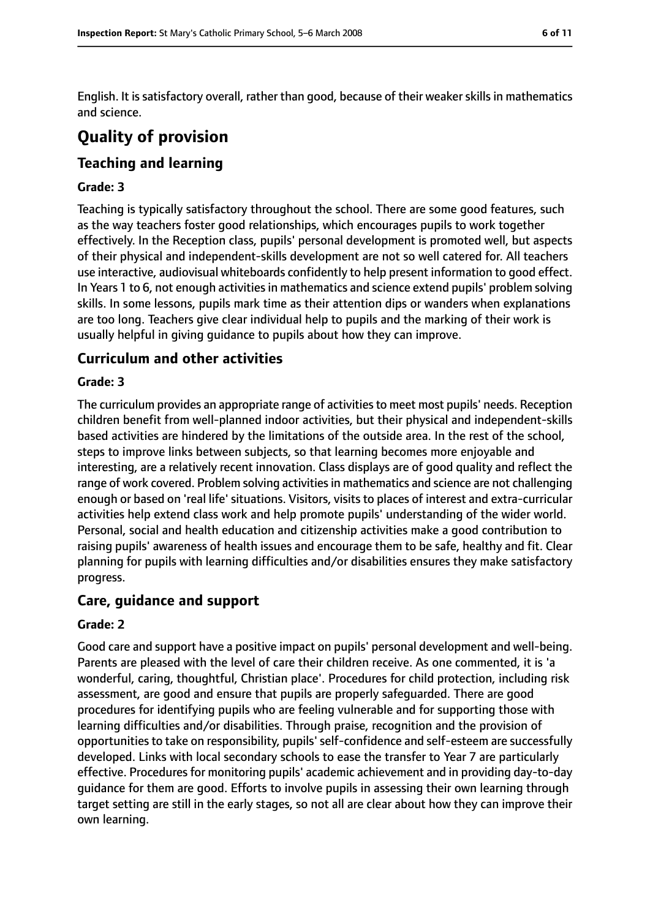English. It is satisfactory overall, rather than good, because of their weaker skills in mathematics and science.

# Quality of provision

## Teaching and learning

#### Grade: 3

Teaching is typically satisfactory throughout the school. There are some good features, such as the way teachers foster good relationships, which encourages pupils to work together effectively. In the Reception class, pupils' personal development is promoted well, but aspects of their physical and independent-skills development are not so well catered for. All teachers use interactive, audiovisual whiteboards confidently to help present information to good effect. In Years 1 to 6, not enough activities in mathematics and science extend pupils' problem solving skills. In some lessons, pupils mark time as their attention dips or wanders when explanations are too long. Teachers give clear individual help to pupils and the marking of their work is usually helpful in giving guidance to pupils about how they can improve.

## Curriculum and other activities

#### Grade: 3

The curriculum provides an appropriate range of activities to meet most pupils' needs. Reception children benefit from well-planned indoor activities, but their physical and independent-skills based activities are hindered by the limitations of the outside area. In the rest of the school, steps to improve links between subjects, so that learning becomes more enjoyable and interesting, are a relatively recent innovation. Class displays are of good quality and reflect the range of work covered. Problem solving activities in mathematics and science are not challenging enough or based on 'real life' situations. Visitors, visits to places of interest and extra-curricular activities help extend class work and help promote pupils' understanding of the wider world. Personal, social and health education and citizenship activities make a good contribution to raising pupils' awareness of health issues and encourage them to be safe, healthy and fit. Clear planning for pupils with learning difficulties and/or disabilities ensures they make satisfactory progress.

## Care, guidance and support

#### Grade: 2

Good care and support have a positive impact on pupils' personal development and well-being. Parents are pleased with the level of care their children receive. As one commented, it is 'a wonderful, caring, thoughtful, Christian place'. Procedures for child protection, including risk assessment, are good and ensure that pupils are properly safeguarded. There are good procedures for identifying pupils who are feeling vulnerable and for supporting those with learning difficulties and/or disabilities. Through praise, recognition and the provision of opportunities to take on responsibility, pupils' self-confidence and self-esteem are successfully developed. Links with local secondary schools to ease the transfer to Year 7 are particularly effective. Procedures for monitoring pupils' academic achievement and in providing day-to-day guidance for them are good. Efforts to involve pupils in assessing their own learning through target setting are still in the early stages, so not all are clear about how they can improve their own learning.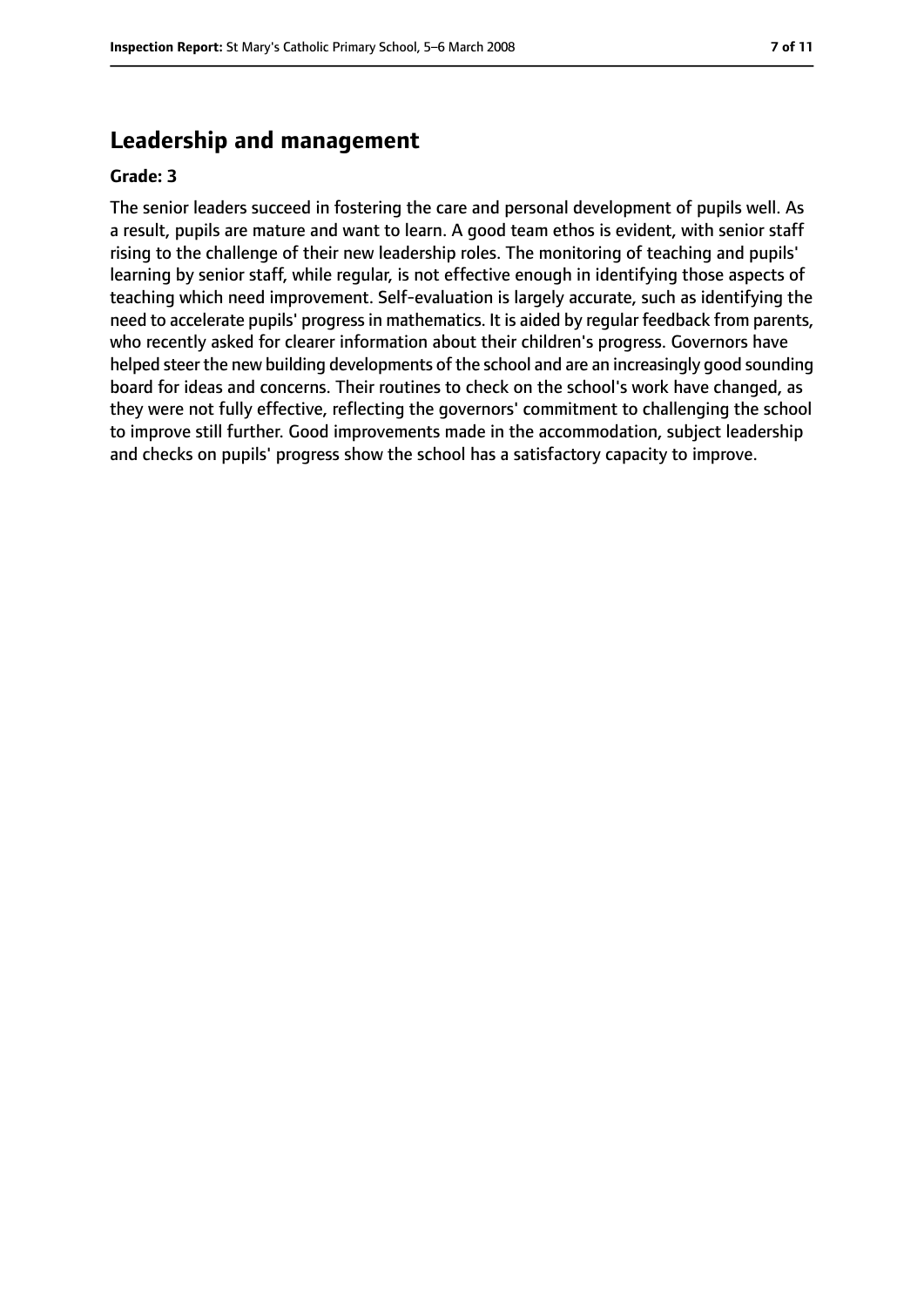## Leadership and management

**Grade: 3**

The senior leaders succeed in fostering the care and personal development of pupils well. As a result, pupils are mature and want to learn. A good team ethos is evident, with senior staff rising to the challenge of their new leadership roles. The monitoring of teaching and pupils' learning by senior staff, while regular, is not effective enough in identifying those aspects of teaching which need improvement. Self-evaluation is largely accurate, such as identifying the need to accelerate pupils' progress in mathematics. It is aided by regular feedback from parents, who recently asked for clearer information about their children's progress. Governors have helped steer the new building developments of the school and are an increasingly good sounding board for ideas and concerns. Their routines to check on the school's work have changed, as they were not fully effective, reflecting the governors' commitment to challenging the school to improve still further. Good improvements made in the accommodation, subject leadership and checks on pupils' progress show the school has a satisfactory capacity to improve.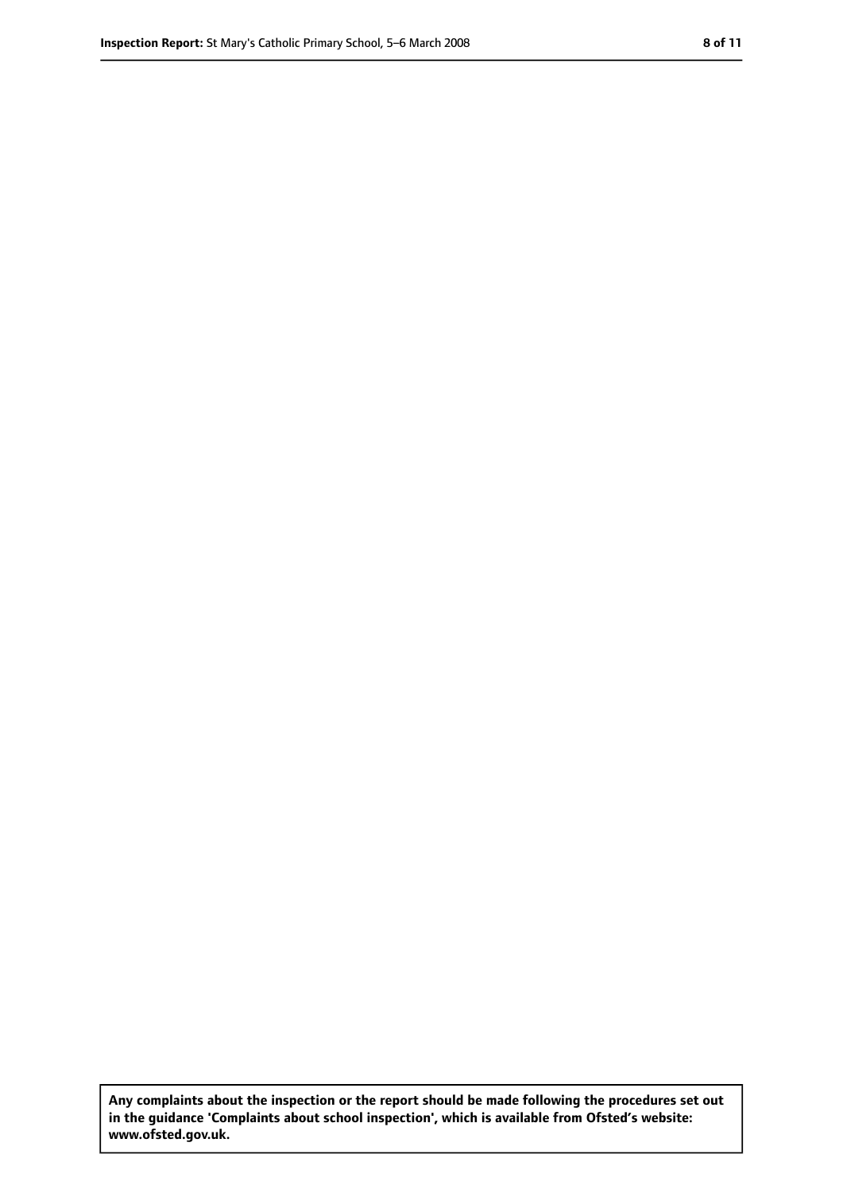**Any complaints about the inspection or the report should be made following the procedures set out in the guidance 'Complaints about school inspection', which is available from Ofsted's website: www.ofsted.gov.uk.**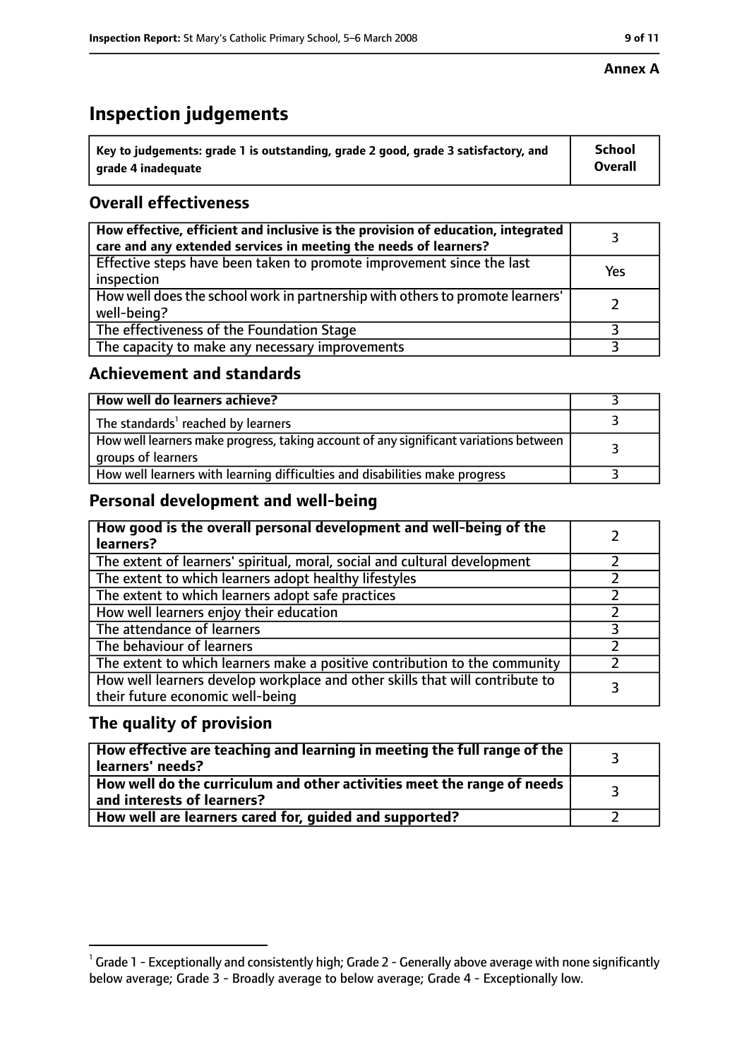**Annex A**

# Inspection judgements

| Key to judgements: grade 1 is outstanding, grade 2 good, grade 3 satisfactory, and grade 4 inadequate | School Overall |
|---|---|

## Overall effectiveness

| | |
|---|---|
| **How effective, efficient and inclusive is the provision of education, integrated care and any extended services in meeting the needs of learners?** | 3 |
| Effective steps have been taken to promote improvement since the last inspection | Yes |
| How well does the school work in partnership with others to promote learners' well-being? | 2 |
| The effectiveness of the Foundation Stage | 3 |
| The capacity to make any necessary improvements | 3 |

## Achievement and standards

| | |
|---|---|
| **How well do learners achieve?** | 3 |
| The standards[1] reached by learners | 3 |
| How well learners make progress, taking account of any significant variations between groups of learners | 3 |
| How well learners with learning difficulties and disabilities make progress | 3 |

## Personal development and well-being

| | |
|---|---|
| **How good is the overall personal development and well-being of the learners?** | 2 |
| The extent of learners' spiritual, moral, social and cultural development | 2 |
| The extent to which learners adopt healthy lifestyles | 2 |
| The extent to which learners adopt safe practices | 2 |
| How well learners enjoy their education | 2 |
| The attendance of learners | 3 |
| The behaviour of learners | 2 |
| The extent to which learners make a positive contribution to the community | 2 |
| How well learners develop workplace and other skills that will contribute to their future economic well-being | 3 |

## The quality of provision

| | |
|---|---|
| **How effective are teaching and learning in meeting the full range of the learners' needs?** | 3 |
| **How well do the curriculum and other activities meet the range of needs and interests of learners?** | 3 |
| **How well are learners cared for, guided and supported?** | 2 |

[1] Grade 1 - Exceptionally and consistently high; Grade 2 - Generally above average with none significantly below average; Grade 3 - Broadly average to below average; Grade 4 - Exceptionally low.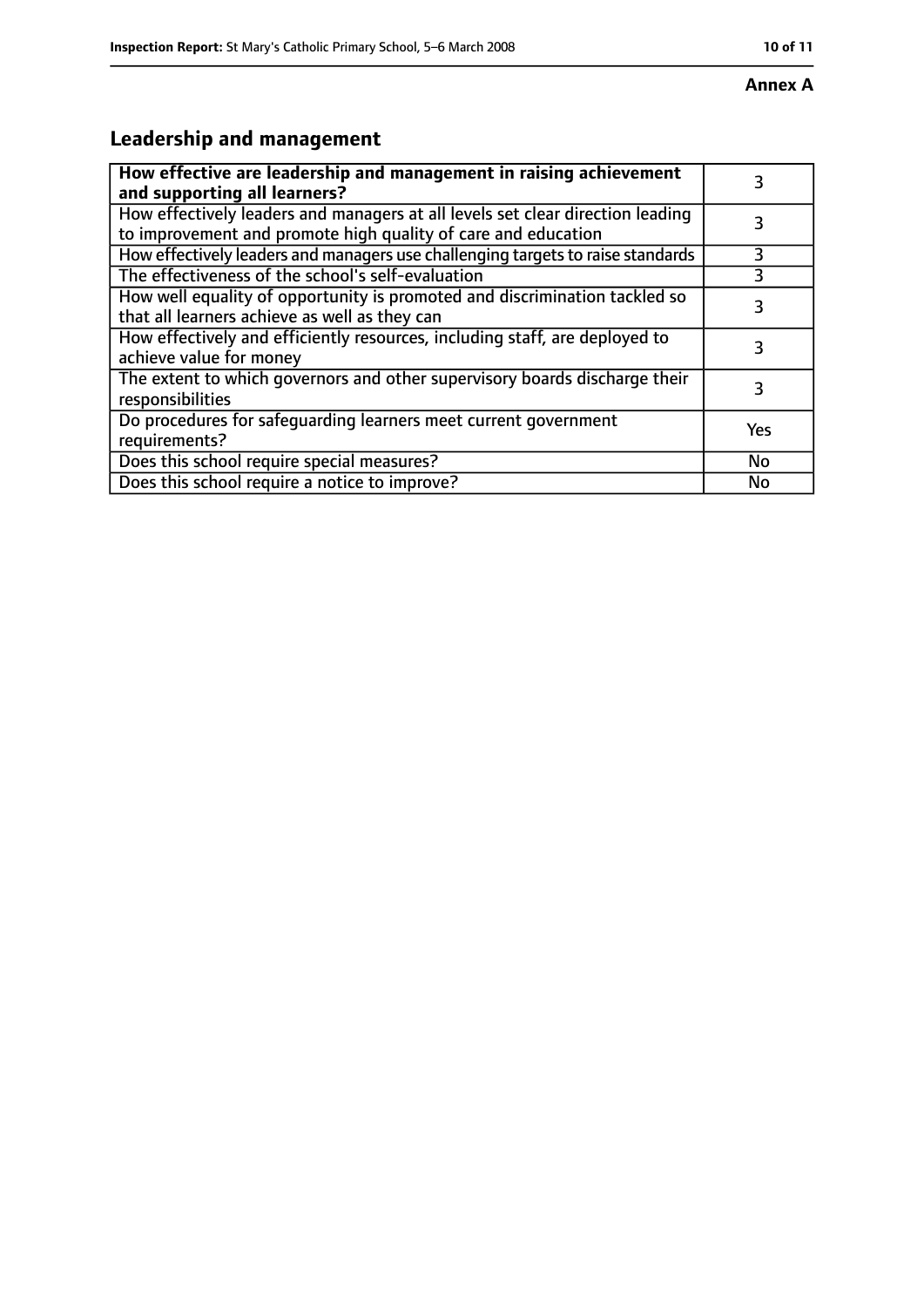**Annex A**

## Leadership and management

| | |
|---|---|
| **How effective are leadership and management in raising achievement and supporting all learners?** | 3 |
| How effectively leaders and managers at all levels set clear direction leading to improvement and promote high quality of care and education | 3 |
| How effectively leaders and managers use challenging targets to raise standards | 3 |
| The effectiveness of the school's self-evaluation | 3 |
| How well equality of opportunity is promoted and discrimination tackled so that all learners achieve as well as they can | 3 |
| How effectively and efficiently resources, including staff, are deployed to achieve value for money | 3 |
| The extent to which governors and other supervisory boards discharge their responsibilities | 3 |
| Do procedures for safeguarding learners meet current government requirements? | Yes |
| Does this school require special measures? | No |
| Does this school require a notice to improve? | No |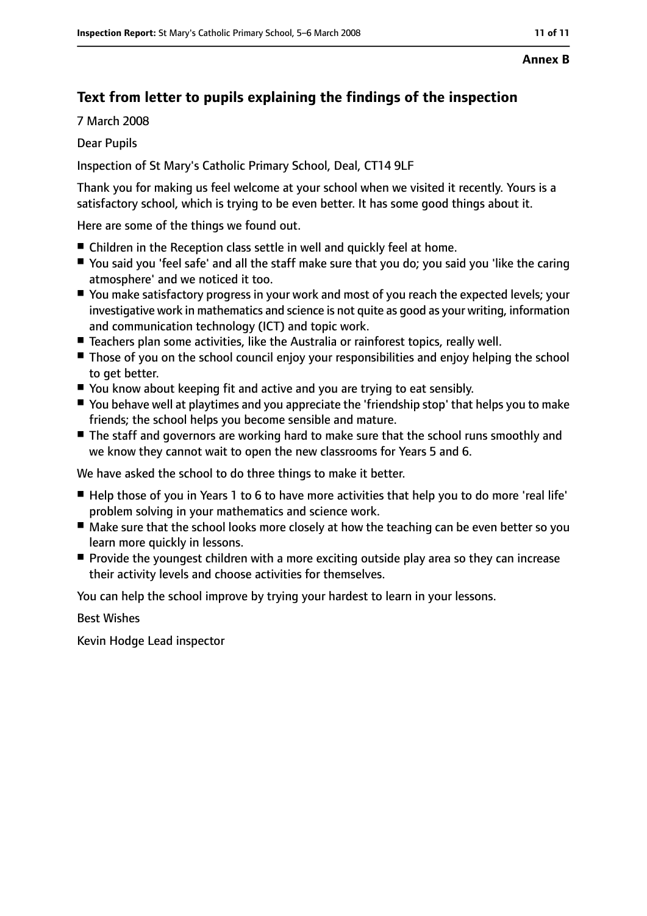**Annex B**

## Text from letter to pupils explaining the findings of the inspection

7 March 2008

Dear Pupils

Inspection of St Mary's Catholic Primary School, Deal, CT14 9LF

Thank you for making us feel welcome at your school when we visited it recently. Yours is a satisfactory school, which is trying to be even better. It has some good things about it.

Here are some of the things we found out.

- Children in the Reception class settle in well and quickly feel at home.
- You said you 'feel safe' and all the staff make sure that you do; you said you 'like the caring atmosphere' and we noticed it too.
- You make satisfactory progress in your work and most of you reach the expected levels; your investigative work in mathematics and science is not quite as good as your writing, information and communication technology (ICT) and topic work.
- Teachers plan some activities, like the Australia or rainforest topics, really well.
- Those of you on the school council enjoy your responsibilities and enjoy helping the school to get better.
- You know about keeping fit and active and you are trying to eat sensibly.
- You behave well at playtimes and you appreciate the 'friendship stop' that helps you to make friends; the school helps you become sensible and mature.
- The staff and governors are working hard to make sure that the school runs smoothly and we know they cannot wait to open the new classrooms for Years 5 and 6.

We have asked the school to do three things to make it better.

- Help those of you in Years 1 to 6 to have more activities that help you to do more 'real life' problem solving in your mathematics and science work.
- Make sure that the school looks more closely at how the teaching can be even better so you learn more quickly in lessons.
- Provide the youngest children with a more exciting outside play area so they can increase their activity levels and choose activities for themselves.

You can help the school improve by trying your hardest to learn in your lessons.

Best Wishes

Kevin Hodge Lead inspector